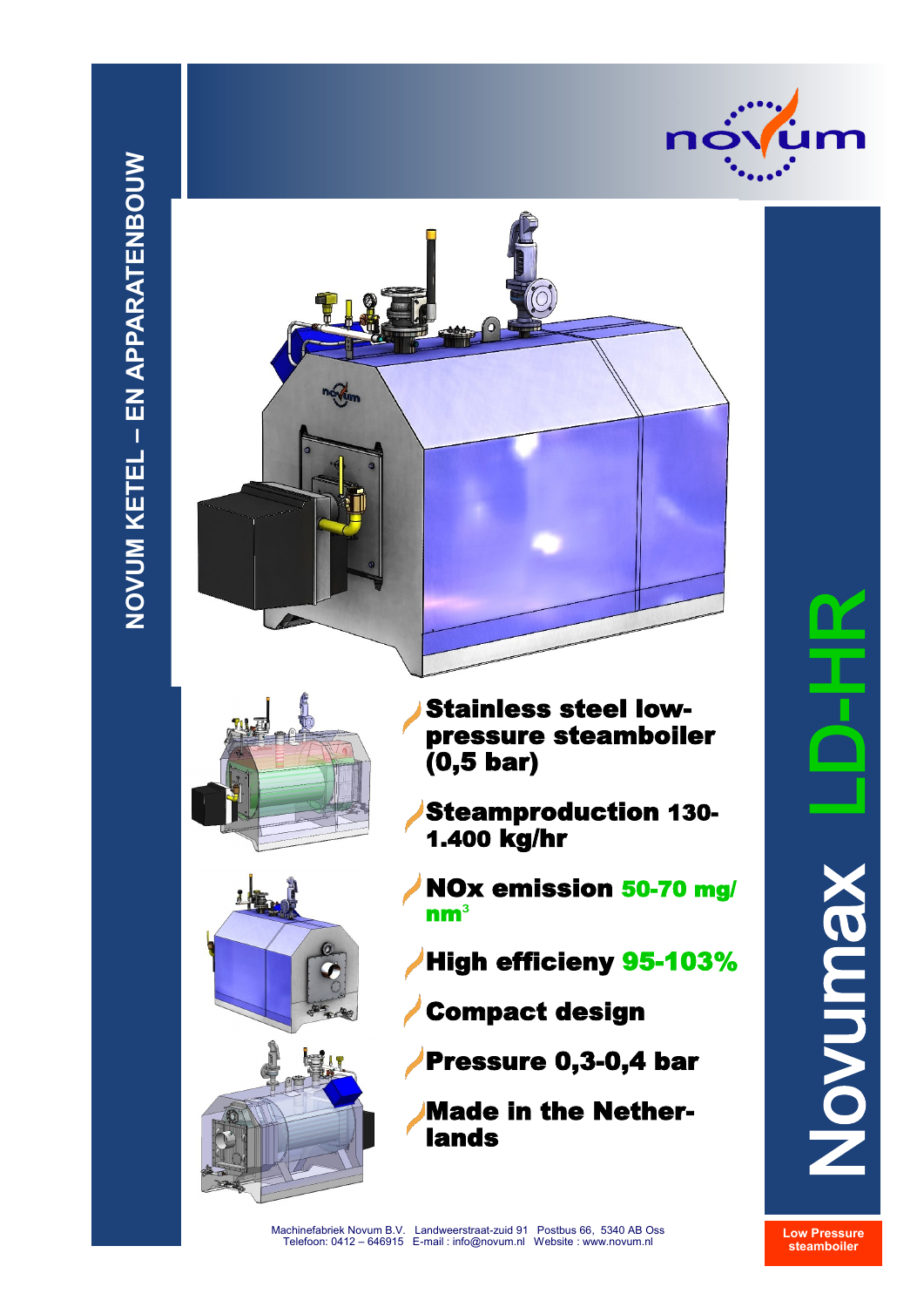# NOVUM KETEL – EN APPARATENBOUW

# Novumax LD-HR

**Low Pressure steamboiler**

- **Stainless steel low-pressure steamboiler (0,5 bar)**
- **Steamproduction 130-1.400 kg/hr**
- **NOx emission 50-70 mg/nm$^3$**
- **High efficieny 95-103%**
- **Compact design**
- **Pressure 0,3-0,4 bar**
- **Made in the Netherlands**

Machinefabriek Novum B.V. Landweerstraat-zuid 91 Postbus 66, 5340 AB Oss
Telefoon: 0412 – 646915 E-mail : info@novum.nl Website : www.novum.nl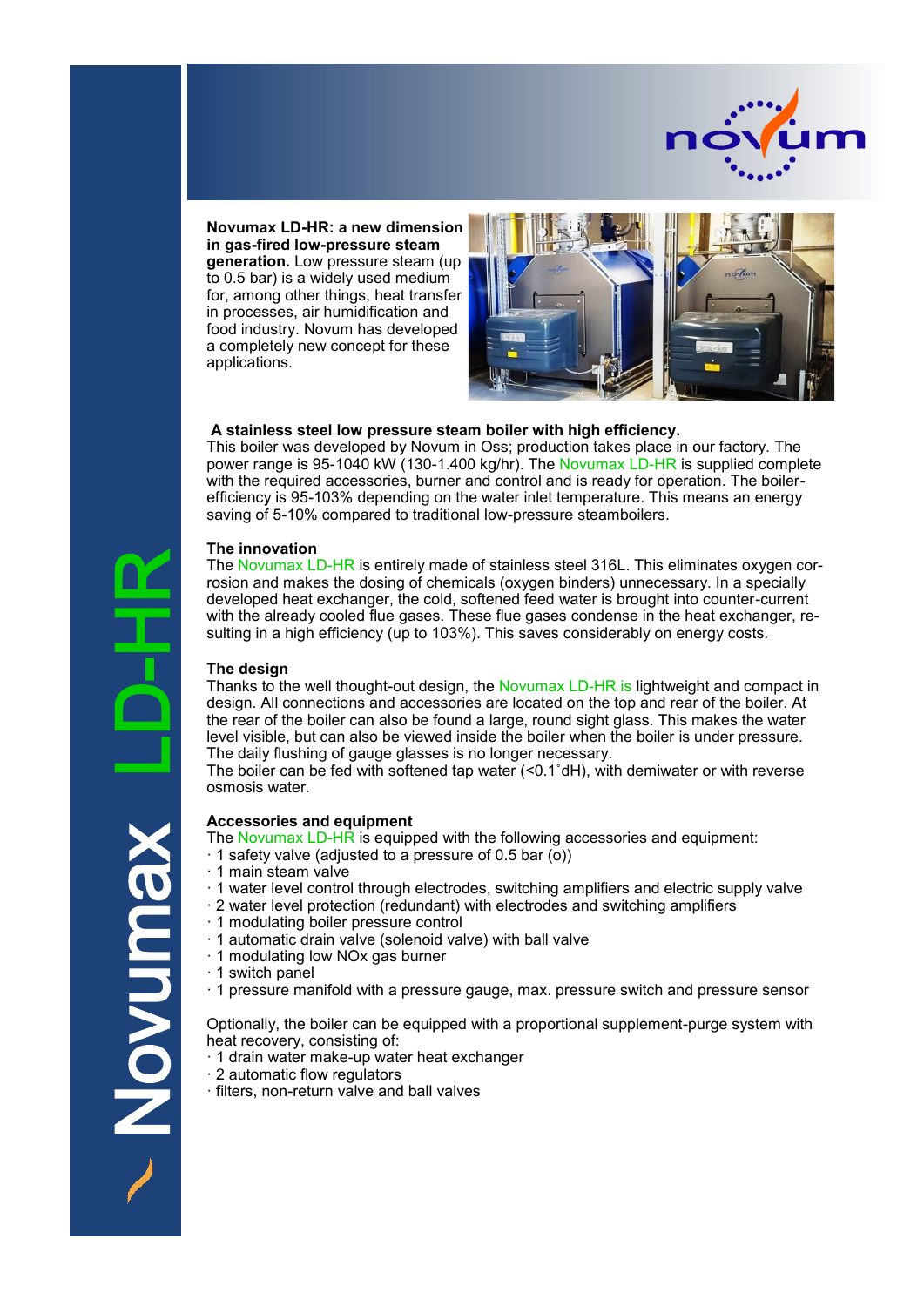**Novumax LD-HR: a new dimension in gas-fired low-pressure steam generation.** Low pressure steam (up to 0.5 bar) is a widely used medium for, among other things, heat transfer in processes, air humidification and food industry. Novum has developed a completely new concept for these applications.

### A stainless steel low pressure steam boiler with high efficiency.

This boiler was developed by Novum in Oss; production takes place in our factory. The power range is 95-1040 kW (130-1.400 kg/hr). The Novumax LD-HR is supplied complete with the required accessories, burner and control and is ready for operation. The boiler-efficiency is 95-103% depending on the water inlet temperature. This means an energy saving of 5-10% compared to traditional low-pressure steamboilers.

### The innovation

The Novumax LD-HR is entirely made of stainless steel 316L. This eliminates oxygen corrosion and makes the dosing of chemicals (oxygen binders) unnecessary. In a specially developed heat exchanger, the cold, softened feed water is brought into counter-current with the already cooled flue gases. These flue gases condense in the heat exchanger, resulting in a high efficiency (up to 103%). This saves considerably on energy costs.

### The design

Thanks to the well thought-out design, the Novumax LD-HR is lightweight and compact in design. All connections and accessories are located on the top and rear of the boiler. At the rear of the boiler can also be found a large, round sight glass. This makes the water level visible, but can also be viewed inside the boiler when the boiler is under pressure. The daily flushing of gauge glasses is no longer necessary.
The boiler can be fed with softened tap water (<0.1˚dH), with demiwater or with reverse osmosis water.

### Accessories and equipment

The Novumax LD-HR is equipped with the following accessories and equipment:

- 1 safety valve (adjusted to a pressure of 0.5 bar (o))
- 1 main steam valve
- 1 water level control through electrodes, switching amplifiers and electric supply valve
- 2 water level protection (redundant) with electrodes and switching amplifiers
- 1 modulating boiler pressure control
- 1 automatic drain valve (solenoid valve) with ball valve
- 1 modulating low NOx gas burner
- 1 switch panel
- 1 pressure manifold with a pressure gauge, max. pressure switch and pressure sensor

Optionally, the boiler can be equipped with a proportional supplement-purge system with heat recovery, consisting of:

- 1 drain water make-up water heat exchanger
- 2 automatic flow regulators
- filters, non-return valve and ball valves